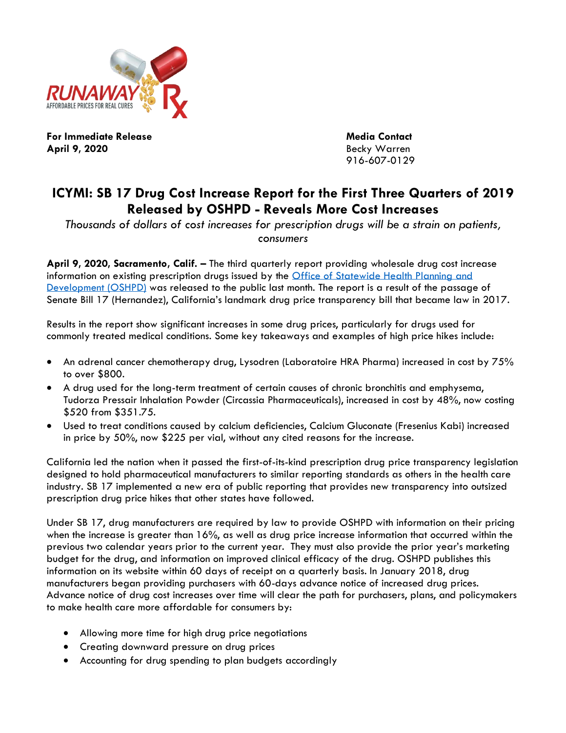RUNAWAY Rx
AFFORDABLE PRICES FOR REAL CURES

**For Immediate Release**
**April 9, 2020**

**Media Contact**
Becky Warren
916-607-0129

# ICYMI: SB 17 Drug Cost Increase Report for the First Three Quarters of 2019 Released by OSHPD - Reveals More Cost Increases

*Thousands of dollars of cost increases for prescription drugs will be a strain on patients, consumers*

**April 9, 2020, Sacramento, Calif. –** The third quarterly report providing wholesale drug cost increase information on existing prescription drugs issued by the [Office of Statewide Health Planning and Development (OSHPD)]() was released to the public last month. The report is a result of the passage of Senate Bill 17 (Hernandez), California's landmark drug price transparency bill that became law in 2017.

Results in the report show significant increases in some drug prices, particularly for drugs used for commonly treated medical conditions. Some key takeaways and examples of high price hikes include:

- An adrenal cancer chemotherapy drug, Lysodren (Laboratoire HRA Pharma) increased in cost by 75% to over $800.
- A drug used for the long-term treatment of certain causes of chronic bronchitis and emphysema, Tudorza Pressair Inhalation Powder (Circassia Pharmaceuticals), increased in cost by 48%, now costing $520 from $351.75.
- Used to treat conditions caused by calcium deficiencies, Calcium Gluconate (Fresenius Kabi) increased in price by 50%, now $225 per vial, without any cited reasons for the increase.

California led the nation when it passed the first-of-its-kind prescription drug price transparency legislation designed to hold pharmaceutical manufacturers to similar reporting standards as others in the health care industry. SB 17 implemented a new era of public reporting that provides new transparency into outsized prescription drug price hikes that other states have followed.

Under SB 17, drug manufacturers are required by law to provide OSHPD with information on their pricing when the increase is greater than 16%, as well as drug price increase information that occurred within the previous two calendar years prior to the current year. They must also provide the prior year's marketing budget for the drug, and information on improved clinical efficacy of the drug. OSHPD publishes this information on its website within 60 days of receipt on a quarterly basis. In January 2018, drug manufacturers began providing purchasers with 60-days advance notice of increased drug prices. Advance notice of drug cost increases over time will clear the path for purchasers, plans, and policymakers to make health care more affordable for consumers by:

- Allowing more time for high drug price negotiations
- Creating downward pressure on drug prices
- Accounting for drug spending to plan budgets accordingly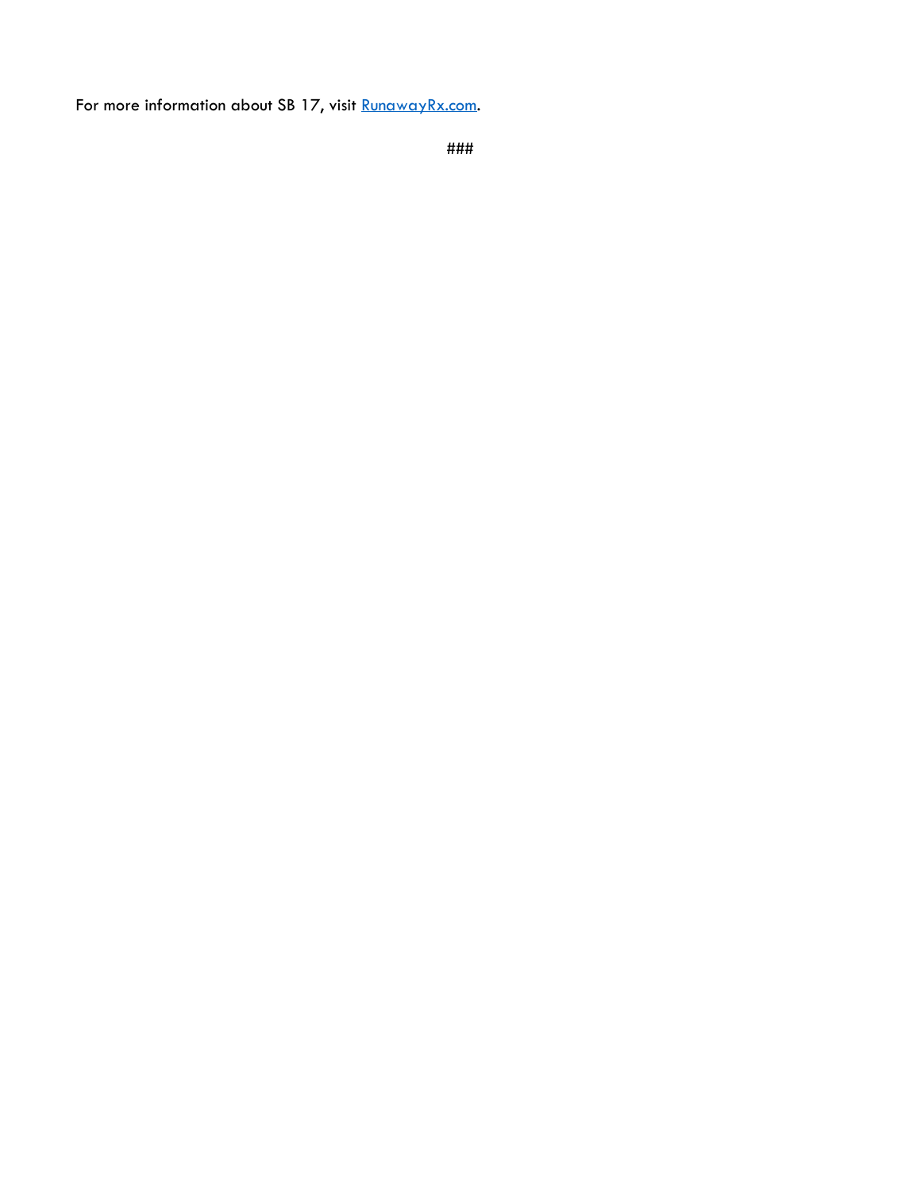For more information about SB 17, visit [RunawayRx.com](RunawayRx.com).

###